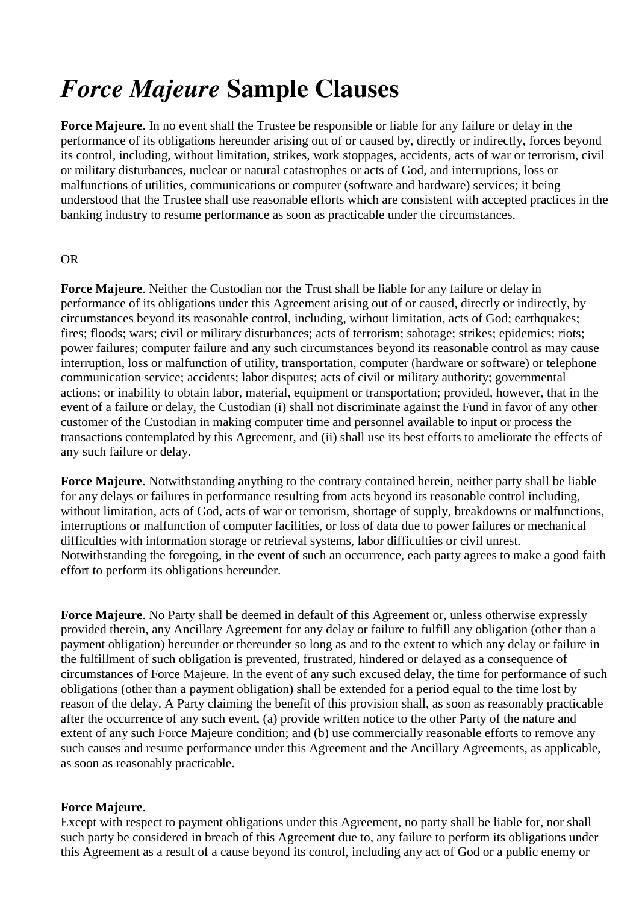# *Force Majeure* Sample Clauses

**Force Majeure**. In no event shall the Trustee be responsible or liable for any failure or delay in the performance of its obligations hereunder arising out of or caused by, directly or indirectly, forces beyond its control, including, without limitation, strikes, work stoppages, accidents, acts of war or terrorism, civil or military disturbances, nuclear or natural catastrophes or acts of God, and interruptions, loss or malfunctions of utilities, communications or computer (software and hardware) services; it being understood that the Trustee shall use reasonable efforts which are consistent with accepted practices in the banking industry to resume performance as soon as practicable under the circumstances.

OR

**Force Majeure**. Neither the Custodian nor the Trust shall be liable for any failure or delay in performance of its obligations under this Agreement arising out of or caused, directly or indirectly, by circumstances beyond its reasonable control, including, without limitation, acts of God; earthquakes; fires; floods; wars; civil or military disturbances; acts of terrorism; sabotage; strikes; epidemics; riots; power failures; computer failure and any such circumstances beyond its reasonable control as may cause interruption, loss or malfunction of utility, transportation, computer (hardware or software) or telephone communication service; accidents; labor disputes; acts of civil or military authority; governmental actions; or inability to obtain labor, material, equipment or transportation; provided, however, that in the event of a failure or delay, the Custodian (i) shall not discriminate against the Fund in favor of any other customer of the Custodian in making computer time and personnel available to input or process the transactions contemplated by this Agreement, and (ii) shall use its best efforts to ameliorate the effects of any such failure or delay.

**Force Majeure**. Notwithstanding anything to the contrary contained herein, neither party shall be liable for any delays or failures in performance resulting from acts beyond its reasonable control including, without limitation, acts of God, acts of war or terrorism, shortage of supply, breakdowns or malfunctions, interruptions or malfunction of computer facilities, or loss of data due to power failures or mechanical difficulties with information storage or retrieval systems, labor difficulties or civil unrest. Notwithstanding the foregoing, in the event of such an occurrence, each party agrees to make a good faith effort to perform its obligations hereunder.

**Force Majeure**. No Party shall be deemed in default of this Agreement or, unless otherwise expressly provided therein, any Ancillary Agreement for any delay or failure to fulfill any obligation (other than a payment obligation) hereunder or thereunder so long as and to the extent to which any delay or failure in the fulfillment of such obligation is prevented, frustrated, hindered or delayed as a consequence of circumstances of Force Majeure. In the event of any such excused delay, the time for performance of such obligations (other than a payment obligation) shall be extended for a period equal to the time lost by reason of the delay. A Party claiming the benefit of this provision shall, as soon as reasonably practicable after the occurrence of any such event, (a) provide written notice to the other Party of the nature and extent of any such Force Majeure condition; and (b) use commercially reasonable efforts to remove any such causes and resume performance under this Agreement and the Ancillary Agreements, as applicable, as soon as reasonably practicable.

**Force Majeure**.

Except with respect to payment obligations under this Agreement, no party shall be liable for, nor shall such party be considered in breach of this Agreement due to, any failure to perform its obligations under this Agreement as a result of a cause beyond its control, including any act of God or a public enemy or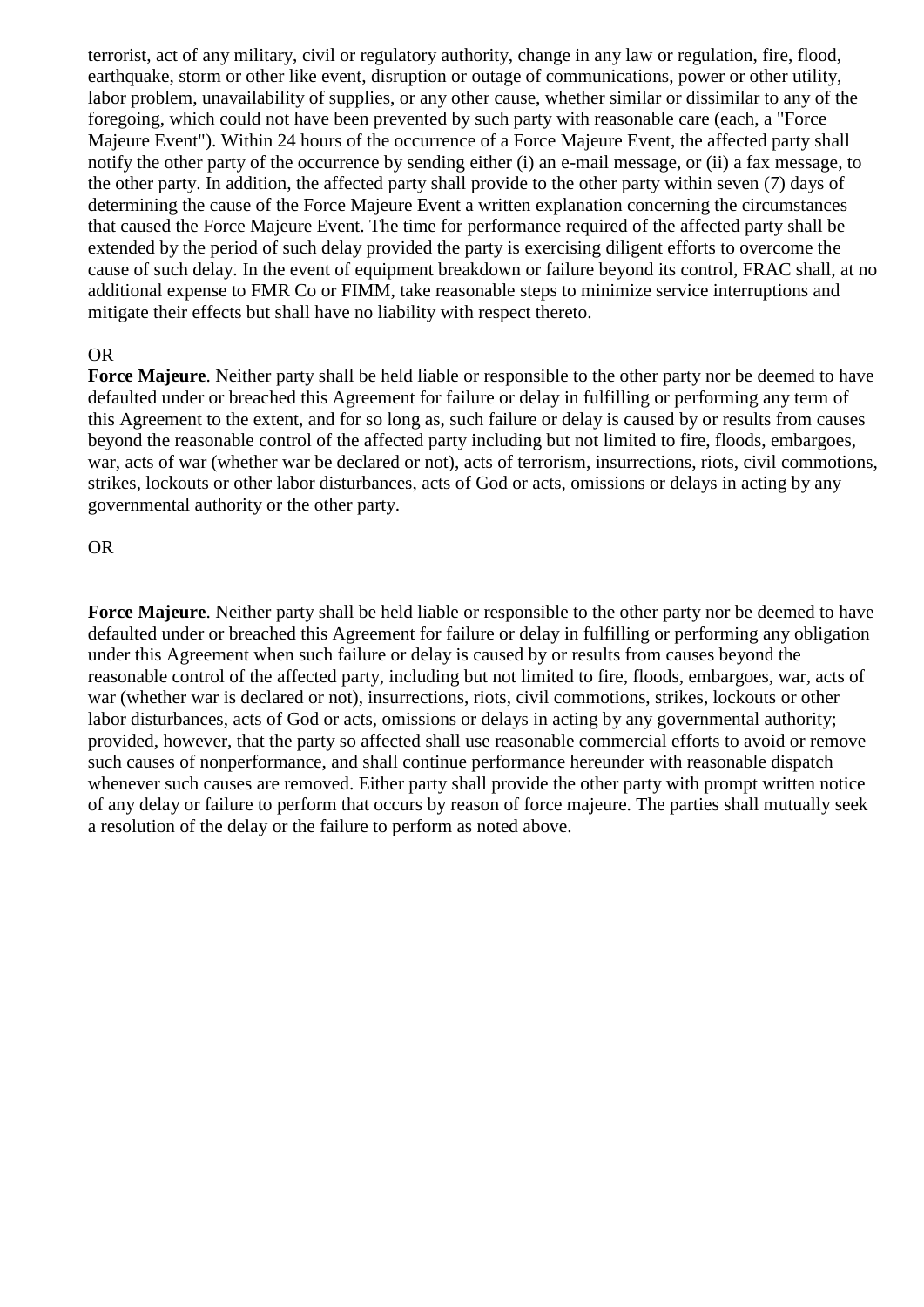terrorist, act of any military, civil or regulatory authority, change in any law or regulation, fire, flood, earthquake, storm or other like event, disruption or outage of communications, power or other utility, labor problem, unavailability of supplies, or any other cause, whether similar or dissimilar to any of the foregoing, which could not have been prevented by such party with reasonable care (each, a "Force Majeure Event"). Within 24 hours of the occurrence of a Force Majeure Event, the affected party shall notify the other party of the occurrence by sending either (i) an e-mail message, or (ii) a fax message, to the other party. In addition, the affected party shall provide to the other party within seven (7) days of determining the cause of the Force Majeure Event a written explanation concerning the circumstances that caused the Force Majeure Event. The time for performance required of the affected party shall be extended by the period of such delay provided the party is exercising diligent efforts to overcome the cause of such delay. In the event of equipment breakdown or failure beyond its control, FRAC shall, at no additional expense to FMR Co or FIMM, take reasonable steps to minimize service interruptions and mitigate their effects but shall have no liability with respect thereto.

OR

**Force Majeure**. Neither party shall be held liable or responsible to the other party nor be deemed to have defaulted under or breached this Agreement for failure or delay in fulfilling or performing any term of this Agreement to the extent, and for so long as, such failure or delay is caused by or results from causes beyond the reasonable control of the affected party including but not limited to fire, floods, embargoes, war, acts of war (whether war be declared or not), acts of terrorism, insurrections, riots, civil commotions, strikes, lockouts or other labor disturbances, acts of God or acts, omissions or delays in acting by any governmental authority or the other party.

OR

**Force Majeure**. Neither party shall be held liable or responsible to the other party nor be deemed to have defaulted under or breached this Agreement for failure or delay in fulfilling or performing any obligation under this Agreement when such failure or delay is caused by or results from causes beyond the reasonable control of the affected party, including but not limited to fire, floods, embargoes, war, acts of war (whether war is declared or not), insurrections, riots, civil commotions, strikes, lockouts or other labor disturbances, acts of God or acts, omissions or delays in acting by any governmental authority; provided, however, that the party so affected shall use reasonable commercial efforts to avoid or remove such causes of nonperformance, and shall continue performance hereunder with reasonable dispatch whenever such causes are removed. Either party shall provide the other party with prompt written notice of any delay or failure to perform that occurs by reason of force majeure. The parties shall mutually seek a resolution of the delay or the failure to perform as noted above.